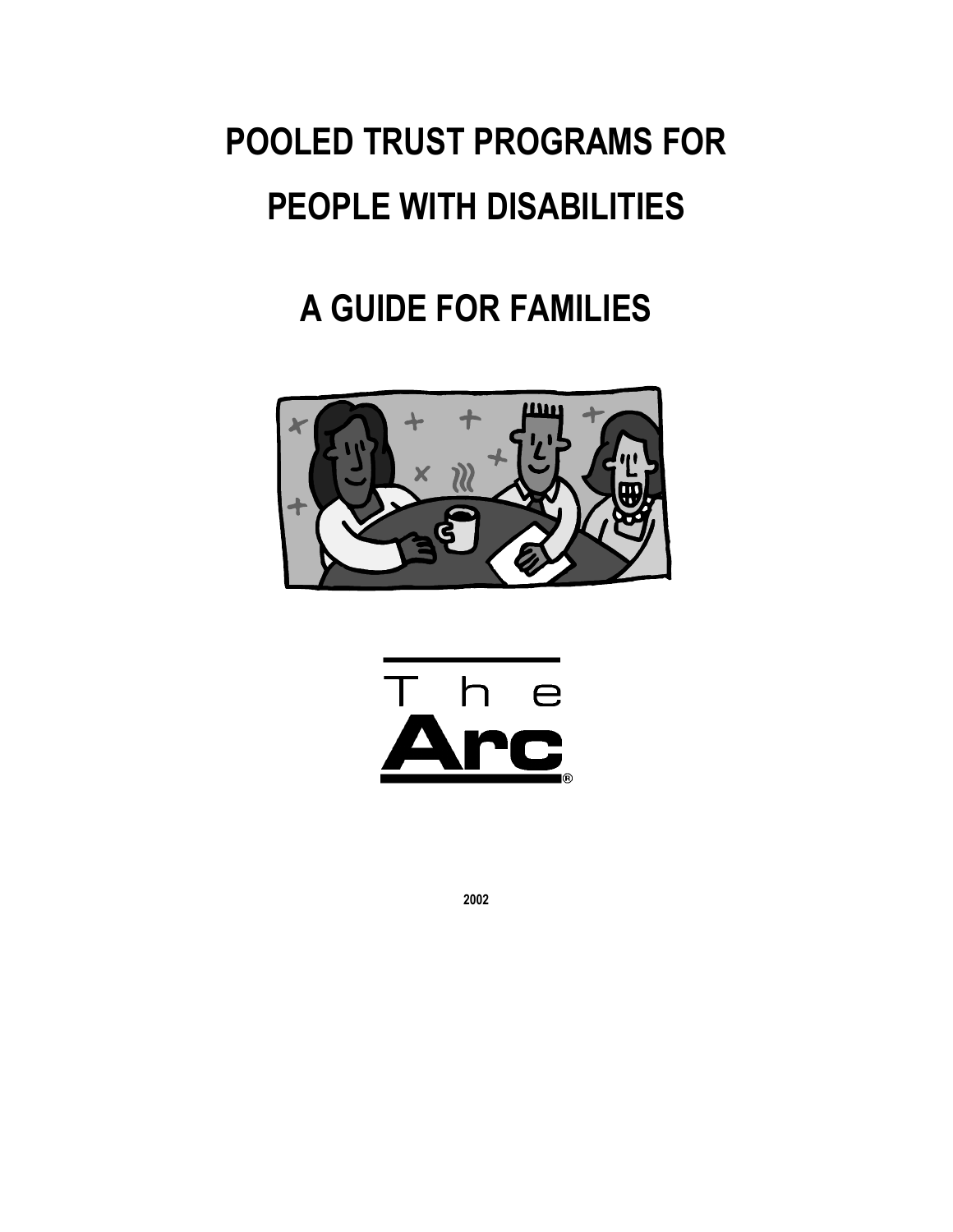# POOLED TRUST PROGRAMS FOR PEOPLE WITH DISABILITIES

## A GUIDE FOR FAMILIES

The Arc®

2002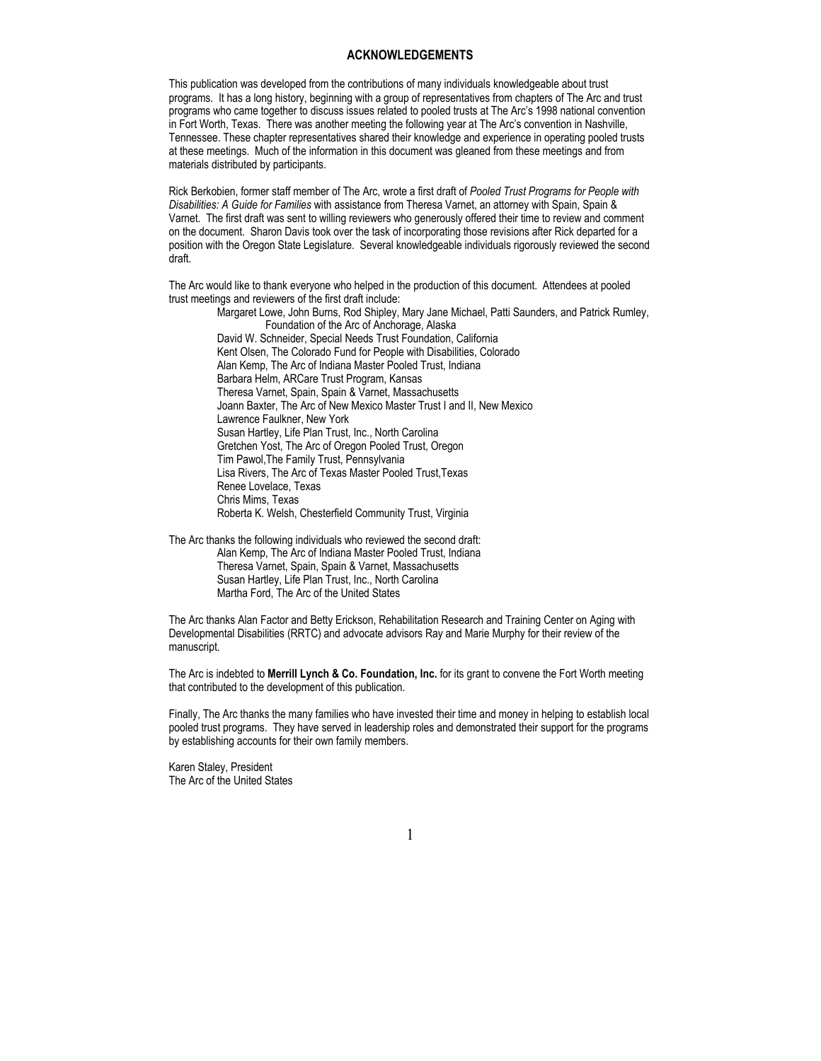## ACKNOWLEDGEMENTS

This publication was developed from the contributions of many individuals knowledgeable about trust programs. It has a long history, beginning with a group of representatives from chapters of The Arc and trust programs who came together to discuss issues related to pooled trusts at The Arc's 1998 national convention in Fort Worth, Texas. There was another meeting the following year at The Arc's convention in Nashville, Tennessee. These chapter representatives shared their knowledge and experience in operating pooled trusts at these meetings. Much of the information in this document was gleaned from these meetings and from materials distributed by participants.

Rick Berkobien, former staff member of The Arc, wrote a first draft of *Pooled Trust Programs for People with Disabilities: A Guide for Families* with assistance from Theresa Varnet, an attorney with Spain, Spain & Varnet. The first draft was sent to willing reviewers who generously offered their time to review and comment on the document. Sharon Davis took over the task of incorporating those revisions after Rick departed for a position with the Oregon State Legislature. Several knowledgeable individuals rigorously reviewed the second draft.

The Arc would like to thank everyone who helped in the production of this document. Attendees at pooled trust meetings and reviewers of the first draft include:

- Margaret Lowe, John Burns, Rod Shipley, Mary Jane Michael, Patti Saunders, and Patrick Rumley, Foundation of the Arc of Anchorage, Alaska
- David W. Schneider, Special Needs Trust Foundation, California
- Kent Olsen, The Colorado Fund for People with Disabilities, Colorado
- Alan Kemp, The Arc of Indiana Master Pooled Trust, Indiana
- Barbara Helm, ARCare Trust Program, Kansas
- Theresa Varnet, Spain, Spain & Varnet, Massachusetts
- Joann Baxter, The Arc of New Mexico Master Trust I and II, New Mexico
- Lawrence Faulkner, New York
- Susan Hartley, Life Plan Trust, Inc., North Carolina
- Gretchen Yost, The Arc of Oregon Pooled Trust, Oregon
- Tim Pawol,The Family Trust, Pennsylvania
- Lisa Rivers, The Arc of Texas Master Pooled Trust,Texas
- Renee Lovelace, Texas
- Chris Mims, Texas
- Roberta K. Welsh, Chesterfield Community Trust, Virginia

The Arc thanks the following individuals who reviewed the second draft:

- Alan Kemp, The Arc of Indiana Master Pooled Trust, Indiana
- Theresa Varnet, Spain, Spain & Varnet, Massachusetts
- Susan Hartley, Life Plan Trust, Inc., North Carolina
- Martha Ford, The Arc of the United States

The Arc thanks Alan Factor and Betty Erickson, Rehabilitation Research and Training Center on Aging with Developmental Disabilities (RRTC) and advocate advisors Ray and Marie Murphy for their review of the manuscript.

The Arc is indebted to **Merrill Lynch & Co. Foundation, Inc.** for its grant to convene the Fort Worth meeting that contributed to the development of this publication.

Finally, The Arc thanks the many families who have invested their time and money in helping to establish local pooled trust programs. They have served in leadership roles and demonstrated their support for the programs by establishing accounts for their own family members.

Karen Staley, President
The Arc of the United States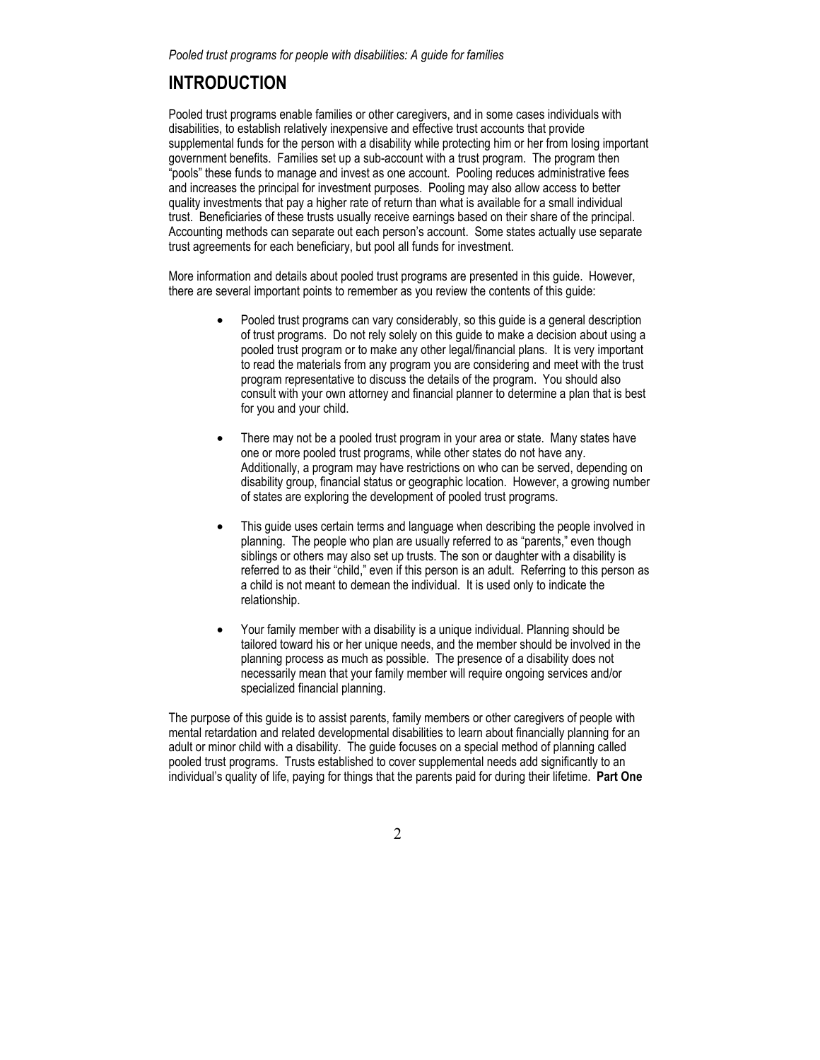## INTRODUCTION

Pooled trust programs enable families or other caregivers, and in some cases individuals with disabilities, to establish relatively inexpensive and effective trust accounts that provide supplemental funds for the person with a disability while protecting him or her from losing important government benefits. Families set up a sub-account with a trust program. The program then "pools" these funds to manage and invest as one account. Pooling reduces administrative fees and increases the principal for investment purposes. Pooling may also allow access to better quality investments that pay a higher rate of return than what is available for a small individual trust. Beneficiaries of these trusts usually receive earnings based on their share of the principal. Accounting methods can separate out each person's account. Some states actually use separate trust agreements for each beneficiary, but pool all funds for investment.

More information and details about pooled trust programs are presented in this guide. However, there are several important points to remember as you review the contents of this guide:

- Pooled trust programs can vary considerably, so this guide is a general description of trust programs. Do not rely solely on this guide to make a decision about using a pooled trust program or to make any other legal/financial plans. It is very important to read the materials from any program you are considering and meet with the trust program representative to discuss the details of the program. You should also consult with your own attorney and financial planner to determine a plan that is best for you and your child.

- There may not be a pooled trust program in your area or state. Many states have one or more pooled trust programs, while other states do not have any. Additionally, a program may have restrictions on who can be served, depending on disability group, financial status or geographic location. However, a growing number of states are exploring the development of pooled trust programs.

- This guide uses certain terms and language when describing the people involved in planning. The people who plan are usually referred to as "parents," even though siblings or others may also set up trusts. The son or daughter with a disability is referred to as their "child," even if this person is an adult. Referring to this person as a child is not meant to demean the individual. It is used only to indicate the relationship.

- Your family member with a disability is a unique individual. Planning should be tailored toward his or her unique needs, and the member should be involved in the planning process as much as possible. The presence of a disability does not necessarily mean that your family member will require ongoing services and/or specialized financial planning.

The purpose of this guide is to assist parents, family members or other caregivers of people with mental retardation and related developmental disabilities to learn about financially planning for an adult or minor child with a disability. The guide focuses on a special method of planning called pooled trust programs. Trusts established to cover supplemental needs add significantly to an individual's quality of life, paying for things that the parents paid for during their lifetime. **Part One**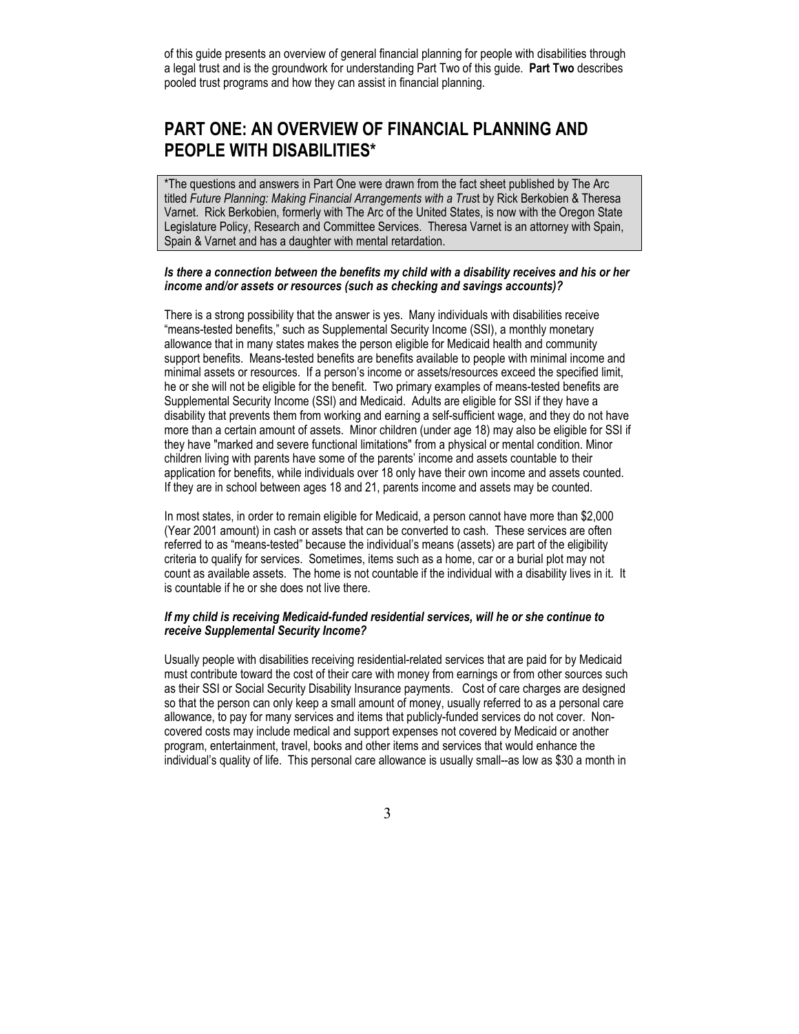of this guide presents an overview of general financial planning for people with disabilities through a legal trust and is the groundwork for understanding Part Two of this guide. **Part Two** describes pooled trust programs and how they can assist in financial planning.

## PART ONE: AN OVERVIEW OF FINANCIAL PLANNING AND PEOPLE WITH DISABILITIES*

*The questions and answers in Part One were drawn from the fact sheet published by The Arc titled *Future Planning: Making Financial Arrangements with a Trust* by Rick Berkobien & Theresa Varnet. Rick Berkobien, formerly with The Arc of the United States, is now with the Oregon State Legislature Policy, Research and Committee Services. Theresa Varnet is an attorney with Spain, Spain & Varnet and has a daughter with mental retardation.

***Is there a connection between the benefits my child with a disability receives and his or her income and/or assets or resources (such as checking and savings accounts)?***

There is a strong possibility that the answer is yes. Many individuals with disabilities receive "means-tested benefits," such as Supplemental Security Income (SSI), a monthly monetary allowance that in many states makes the person eligible for Medicaid health and community support benefits. Means-tested benefits are benefits available to people with minimal income and minimal assets or resources. If a person's income or assets/resources exceed the specified limit, he or she will not be eligible for the benefit. Two primary examples of means-tested benefits are Supplemental Security Income (SSI) and Medicaid. Adults are eligible for SSI if they have a disability that prevents them from working and earning a self-sufficient wage, and they do not have more than a certain amount of assets. Minor children (under age 18) may also be eligible for SSI if they have "marked and severe functional limitations" from a physical or mental condition. Minor children living with parents have some of the parents' income and assets countable to their application for benefits, while individuals over 18 only have their own income and assets counted. If they are in school between ages 18 and 21, parents income and assets may be counted.

In most states, in order to remain eligible for Medicaid, a person cannot have more than $2,000 (Year 2001 amount) in cash or assets that can be converted to cash. These services are often referred to as "means-tested" because the individual's means (assets) are part of the eligibility criteria to qualify for services. Sometimes, items such as a home, car or a burial plot may not count as available assets. The home is not countable if the individual with a disability lives in it. It is countable if he or she does not live there.

***If my child is receiving Medicaid-funded residential services, will he or she continue to receive Supplemental Security Income?***

Usually people with disabilities receiving residential-related services that are paid for by Medicaid must contribute toward the cost of their care with money from earnings or from other sources such as their SSI or Social Security Disability Insurance payments. Cost of care charges are designed so that the person can only keep a small amount of money, usually referred to as a personal care allowance, to pay for many services and items that publicly-funded services do not cover. Non-covered costs may include medical and support expenses not covered by Medicaid or another program, entertainment, travel, books and other items and services that would enhance the individual's quality of life. This personal care allowance is usually small--as low as $30 a month in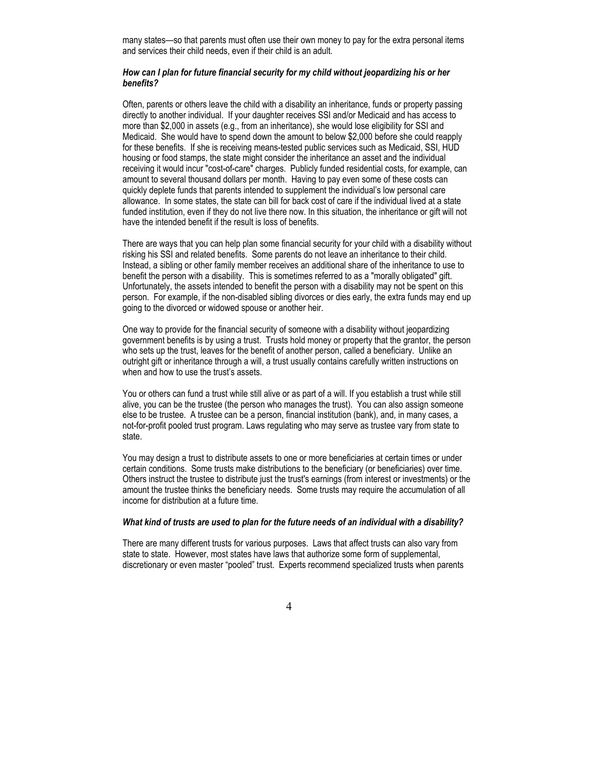many states—so that parents must often use their own money to pay for the extra personal items and services their child needs, even if their child is an adult.

***How can I plan for future financial security for my child without jeopardizing his or her benefits?***

Often, parents or others leave the child with a disability an inheritance, funds or property passing directly to another individual. If your daughter receives SSI and/or Medicaid and has access to more than $2,000 in assets (e.g., from an inheritance), she would lose eligibility for SSI and Medicaid. She would have to spend down the amount to below $2,000 before she could reapply for these benefits. If she is receiving means-tested public services such as Medicaid, SSI, HUD housing or food stamps, the state might consider the inheritance an asset and the individual receiving it would incur "cost-of-care" charges. Publicly funded residential costs, for example, can amount to several thousand dollars per month. Having to pay even some of these costs can quickly deplete funds that parents intended to supplement the individual's low personal care allowance. In some states, the state can bill for back cost of care if the individual lived at a state funded institution, even if they do not live there now. In this situation, the inheritance or gift will not have the intended benefit if the result is loss of benefits.

There are ways that you can help plan some financial security for your child with a disability without risking his SSI and related benefits. Some parents do not leave an inheritance to their child. Instead, a sibling or other family member receives an additional share of the inheritance to use to benefit the person with a disability. This is sometimes referred to as a "morally obligated" gift. Unfortunately, the assets intended to benefit the person with a disability may not be spent on this person. For example, if the non-disabled sibling divorces or dies early, the extra funds may end up going to the divorced or widowed spouse or another heir.

One way to provide for the financial security of someone with a disability without jeopardizing government benefits is by using a trust. Trusts hold money or property that the grantor, the person who sets up the trust, leaves for the benefit of another person, called a beneficiary. Unlike an outright gift or inheritance through a will, a trust usually contains carefully written instructions on when and how to use the trust's assets.

You or others can fund a trust while still alive or as part of a will. If you establish a trust while still alive, you can be the trustee (the person who manages the trust). You can also assign someone else to be trustee. A trustee can be a person, financial institution (bank), and, in many cases, a not-for-profit pooled trust program. Laws regulating who may serve as trustee vary from state to state.

You may design a trust to distribute assets to one or more beneficiaries at certain times or under certain conditions. Some trusts make distributions to the beneficiary (or beneficiaries) over time. Others instruct the trustee to distribute just the trust's earnings (from interest or investments) or the amount the trustee thinks the beneficiary needs. Some trusts may require the accumulation of all income for distribution at a future time.

***What kind of trusts are used to plan for the future needs of an individual with a disability?***

There are many different trusts for various purposes. Laws that affect trusts can also vary from state to state. However, most states have laws that authorize some form of supplemental, discretionary or even master "pooled" trust. Experts recommend specialized trusts when parents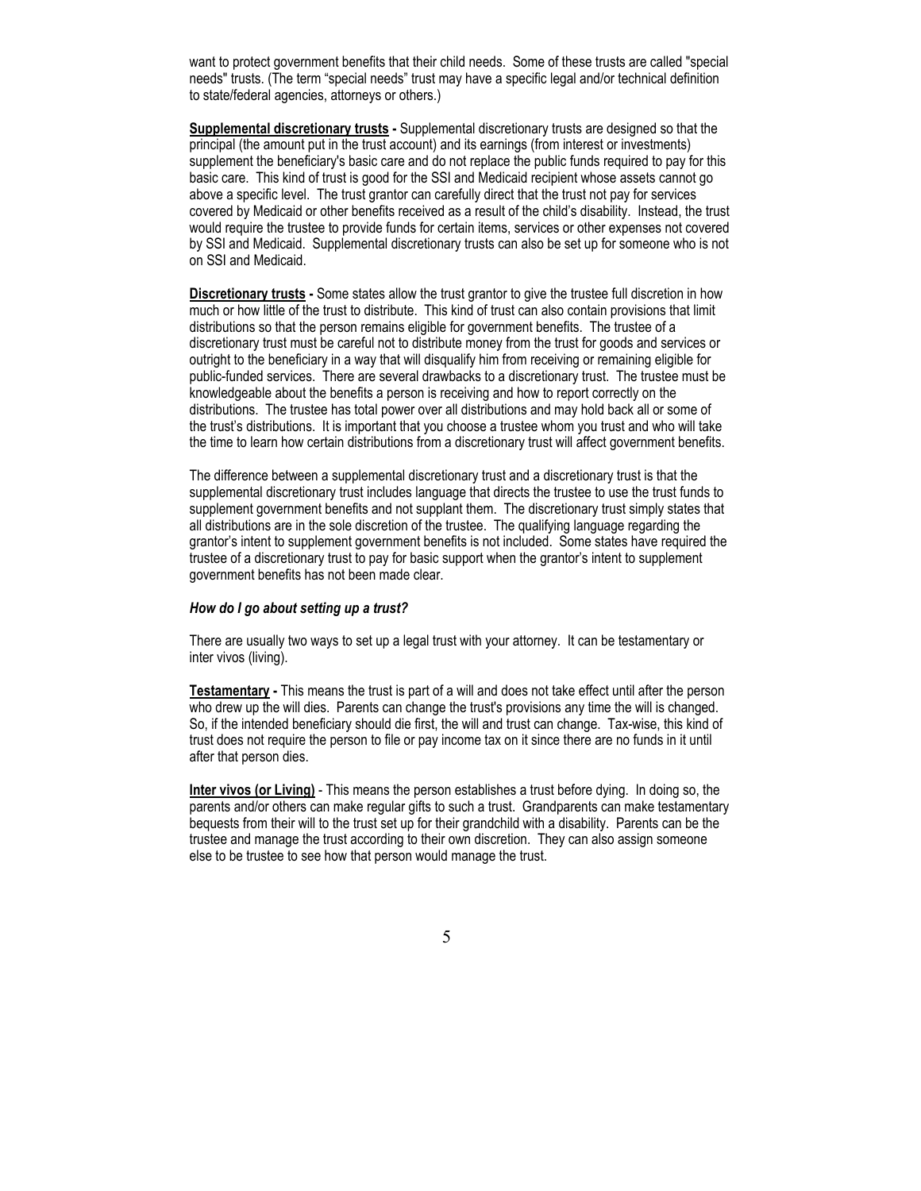want to protect government benefits that their child needs. Some of these trusts are called "special needs" trusts. (The term "special needs" trust may have a specific legal and/or technical definition to state/federal agencies, attorneys or others.)

**Supplemental discretionary trusts -** Supplemental discretionary trusts are designed so that the principal (the amount put in the trust account) and its earnings (from interest or investments) supplement the beneficiary's basic care and do not replace the public funds required to pay for this basic care. This kind of trust is good for the SSI and Medicaid recipient whose assets cannot go above a specific level. The trust grantor can carefully direct that the trust not pay for services covered by Medicaid or other benefits received as a result of the child's disability. Instead, the trust would require the trustee to provide funds for certain items, services or other expenses not covered by SSI and Medicaid. Supplemental discretionary trusts can also be set up for someone who is not on SSI and Medicaid.

**Discretionary trusts -** Some states allow the trust grantor to give the trustee full discretion in how much or how little of the trust to distribute. This kind of trust can also contain provisions that limit distributions so that the person remains eligible for government benefits. The trustee of a discretionary trust must be careful not to distribute money from the trust for goods and services or outright to the beneficiary in a way that will disqualify him from receiving or remaining eligible for public-funded services. There are several drawbacks to a discretionary trust. The trustee must be knowledgeable about the benefits a person is receiving and how to report correctly on the distributions. The trustee has total power over all distributions and may hold back all or some of the trust's distributions. It is important that you choose a trustee whom you trust and who will take the time to learn how certain distributions from a discretionary trust will affect government benefits.

The difference between a supplemental discretionary trust and a discretionary trust is that the supplemental discretionary trust includes language that directs the trustee to use the trust funds to supplement government benefits and not supplant them. The discretionary trust simply states that all distributions are in the sole discretion of the trustee. The qualifying language regarding the grantor's intent to supplement government benefits is not included. Some states have required the trustee of a discretionary trust to pay for basic support when the grantor's intent to supplement government benefits has not been made clear.

***How do I go about setting up a trust?***

There are usually two ways to set up a legal trust with your attorney. It can be testamentary or inter vivos (living).

**Testamentary -** This means the trust is part of a will and does not take effect until after the person who drew up the will dies. Parents can change the trust's provisions any time the will is changed. So, if the intended beneficiary should die first, the will and trust can change. Tax-wise, this kind of trust does not require the person to file or pay income tax on it since there are no funds in it until after that person dies.

**Inter vivos (or Living)** - This means the person establishes a trust before dying. In doing so, the parents and/or others can make regular gifts to such a trust. Grandparents can make testamentary bequests from their will to the trust set up for their grandchild with a disability. Parents can be the trustee and manage the trust according to their own discretion. They can also assign someone else to be trustee to see how that person would manage the trust.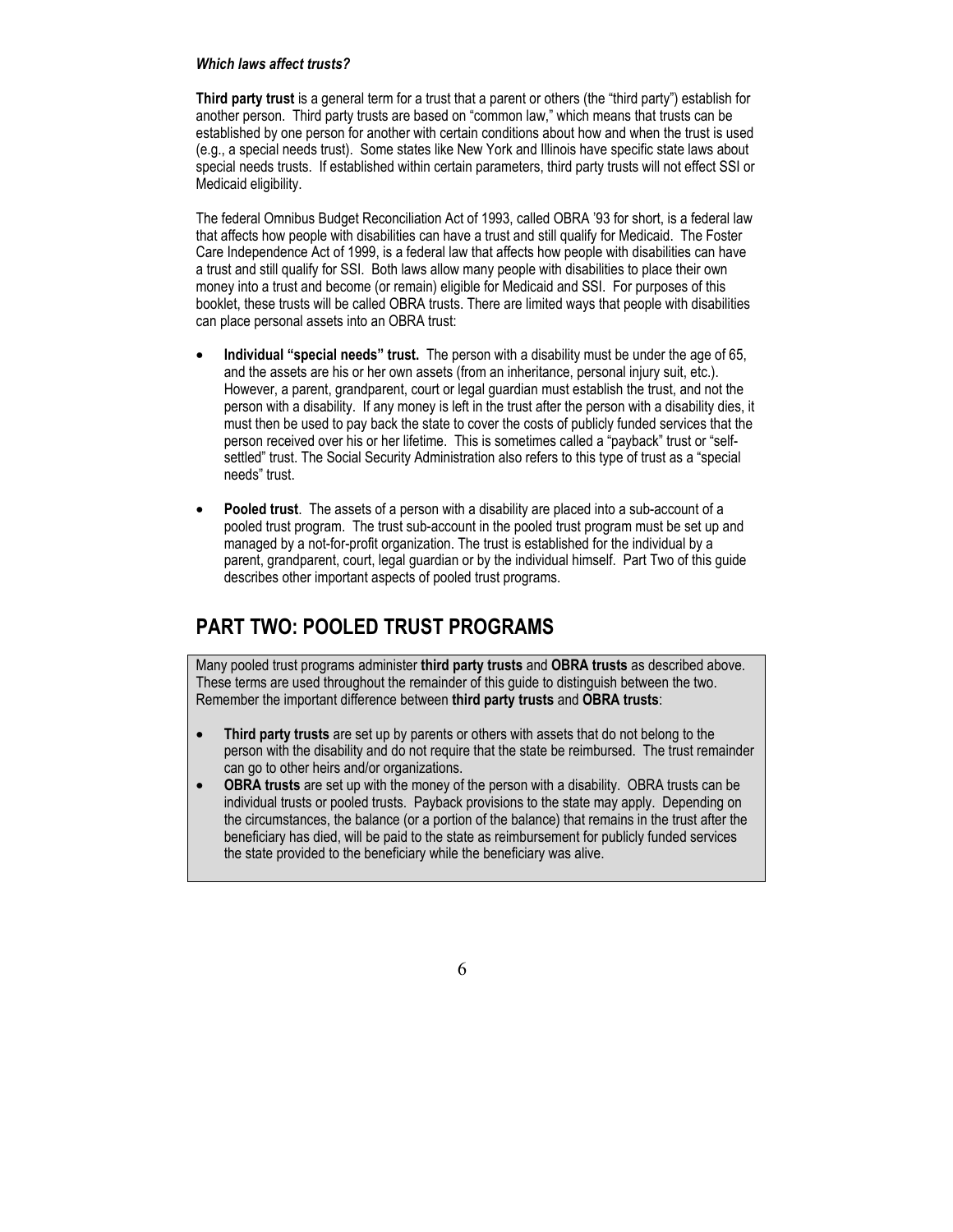***Which laws affect trusts?***

**Third party trust** is a general term for a trust that a parent or others (the "third party") establish for another person. Third party trusts are based on "common law," which means that trusts can be established by one person for another with certain conditions about how and when the trust is used (e.g., a special needs trust). Some states like New York and Illinois have specific state laws about special needs trusts. If established within certain parameters, third party trusts will not effect SSI or Medicaid eligibility.

The federal Omnibus Budget Reconciliation Act of 1993, called OBRA '93 for short, is a federal law that affects how people with disabilities can have a trust and still qualify for Medicaid. The Foster Care Independence Act of 1999, is a federal law that affects how people with disabilities can have a trust and still qualify for SSI. Both laws allow many people with disabilities to place their own money into a trust and become (or remain) eligible for Medicaid and SSI. For purposes of this booklet, these trusts will be called OBRA trusts. There are limited ways that people with disabilities can place personal assets into an OBRA trust:

- **Individual "special needs" trust.** The person with a disability must be under the age of 65, and the assets are his or her own assets (from an inheritance, personal injury suit, etc.). However, a parent, grandparent, court or legal guardian must establish the trust, and not the person with a disability. If any money is left in the trust after the person with a disability dies, it must then be used to pay back the state to cover the costs of publicly funded services that the person received over his or her lifetime. This is sometimes called a "payback" trust or "self-settled" trust. The Social Security Administration also refers to this type of trust as a "special needs" trust.

- **Pooled trust**. The assets of a person with a disability are placed into a sub-account of a pooled trust program. The trust sub-account in the pooled trust program must be set up and managed by a not-for-profit organization. The trust is established for the individual by a parent, grandparent, court, legal guardian or by the individual himself. Part Two of this guide describes other important aspects of pooled trust programs.

## PART TWO: POOLED TRUST PROGRAMS

Many pooled trust programs administer **third party trusts** and **OBRA trusts** as described above. These terms are used throughout the remainder of this guide to distinguish between the two. Remember the important difference between **third party trusts** and **OBRA trusts**:

- **Third party trusts** are set up by parents or others with assets that do not belong to the person with the disability and do not require that the state be reimbursed. The trust remainder can go to other heirs and/or organizations.
- **OBRA trusts** are set up with the money of the person with a disability. OBRA trusts can be individual trusts or pooled trusts. Payback provisions to the state may apply. Depending on the circumstances, the balance (or a portion of the balance) that remains in the trust after the beneficiary has died, will be paid to the state as reimbursement for publicly funded services the state provided to the beneficiary while the beneficiary was alive.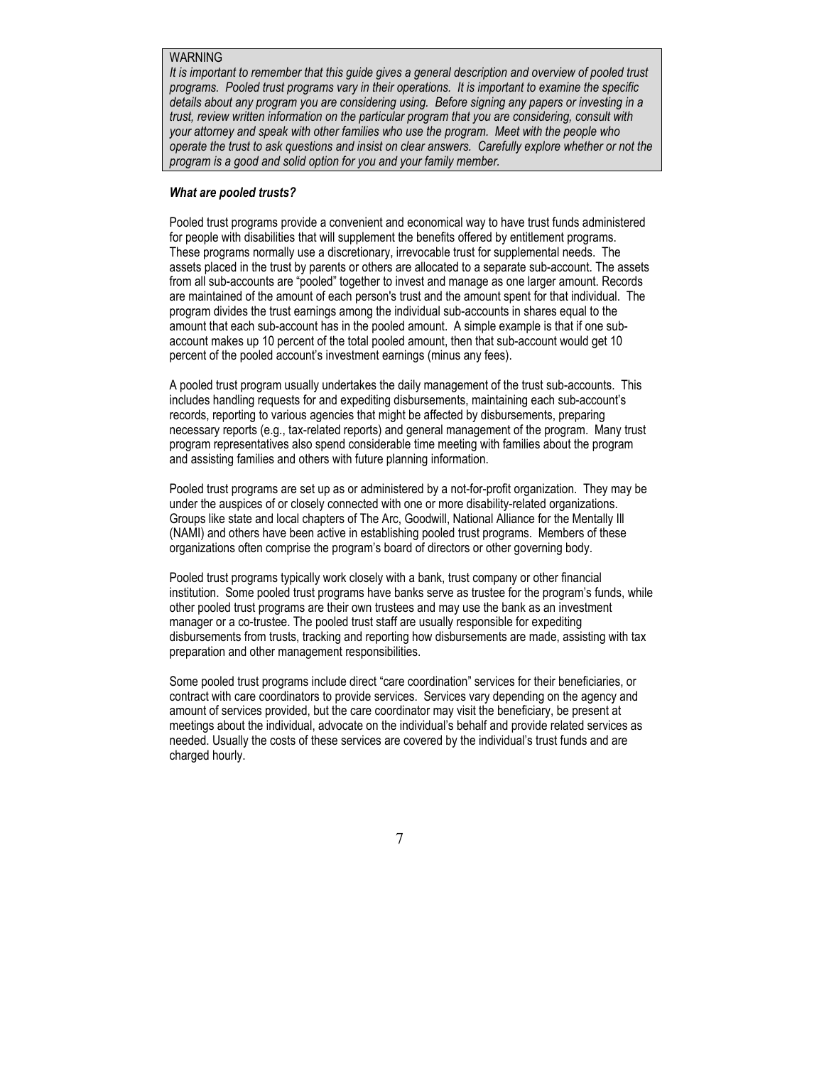WARNING

*It is important to remember that this guide gives a general description and overview of pooled trust programs. Pooled trust programs vary in their operations. It is important to examine the specific details about any program you are considering using. Before signing any papers or investing in a trust, review written information on the particular program that you are considering, consult with your attorney and speak with other families who use the program. Meet with the people who operate the trust to ask questions and insist on clear answers. Carefully explore whether or not the program is a good and solid option for you and your family member.*

***What are pooled trusts?***

Pooled trust programs provide a convenient and economical way to have trust funds administered for people with disabilities that will supplement the benefits offered by entitlement programs. These programs normally use a discretionary, irrevocable trust for supplemental needs. The assets placed in the trust by parents or others are allocated to a separate sub-account. The assets from all sub-accounts are "pooled" together to invest and manage as one larger amount. Records are maintained of the amount of each person's trust and the amount spent for that individual. The program divides the trust earnings among the individual sub-accounts in shares equal to the amount that each sub-account has in the pooled amount. A simple example is that if one sub-account makes up 10 percent of the total pooled amount, then that sub-account would get 10 percent of the pooled account's investment earnings (minus any fees).

A pooled trust program usually undertakes the daily management of the trust sub-accounts. This includes handling requests for and expediting disbursements, maintaining each sub-account's records, reporting to various agencies that might be affected by disbursements, preparing necessary reports (e.g., tax-related reports) and general management of the program. Many trust program representatives also spend considerable time meeting with families about the program and assisting families and others with future planning information.

Pooled trust programs are set up as or administered by a not-for-profit organization. They may be under the auspices of or closely connected with one or more disability-related organizations. Groups like state and local chapters of The Arc, Goodwill, National Alliance for the Mentally Ill (NAMI) and others have been active in establishing pooled trust programs. Members of these organizations often comprise the program's board of directors or other governing body.

Pooled trust programs typically work closely with a bank, trust company or other financial institution. Some pooled trust programs have banks serve as trustee for the program's funds, while other pooled trust programs are their own trustees and may use the bank as an investment manager or a co-trustee. The pooled trust staff are usually responsible for expediting disbursements from trusts, tracking and reporting how disbursements are made, assisting with tax preparation and other management responsibilities.

Some pooled trust programs include direct "care coordination" services for their beneficiaries, or contract with care coordinators to provide services. Services vary depending on the agency and amount of services provided, but the care coordinator may visit the beneficiary, be present at meetings about the individual, advocate on the individual's behalf and provide related services as needed. Usually the costs of these services are covered by the individual's trust funds and are charged hourly.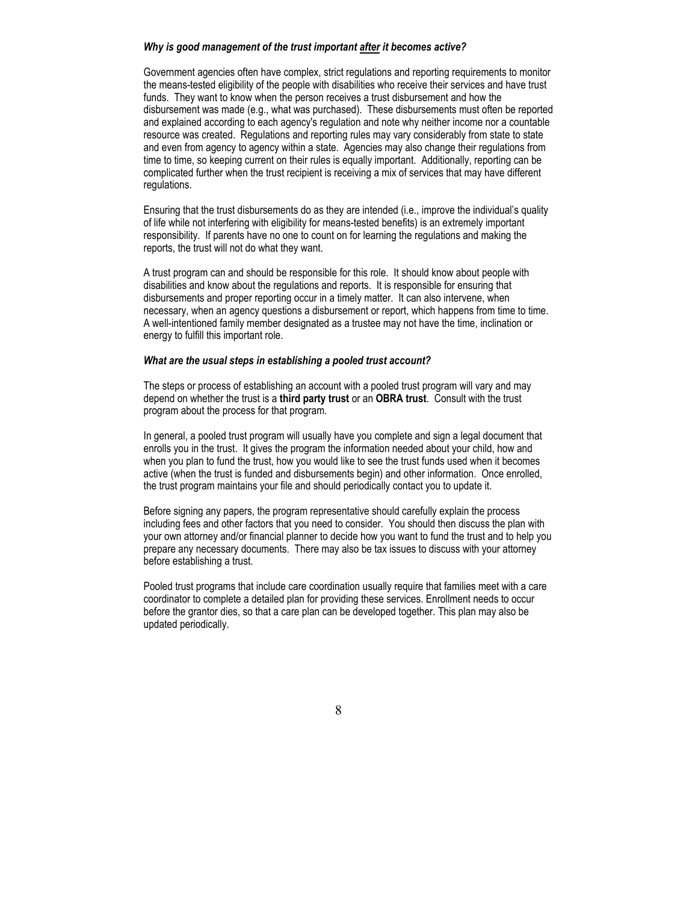### *Why is good management of the trust important <u>after</u> it becomes active?*

Government agencies often have complex, strict regulations and reporting requirements to monitor the means-tested eligibility of the people with disabilities who receive their services and have trust funds. They want to know when the person receives a trust disbursement and how the disbursement was made (e.g., what was purchased). These disbursements must often be reported and explained according to each agency's regulation and note why neither income nor a countable resource was created. Regulations and reporting rules may vary considerably from state to state and even from agency to agency within a state. Agencies may also change their regulations from time to time, so keeping current on their rules is equally important. Additionally, reporting can be complicated further when the trust recipient is receiving a mix of services that may have different regulations.

Ensuring that the trust disbursements do as they are intended (i.e., improve the individual's quality of life while not interfering with eligibility for means-tested benefits) is an extremely important responsibility. If parents have no one to count on for learning the regulations and making the reports, the trust will not do what they want.

A trust program can and should be responsible for this role. It should know about people with disabilities and know about the regulations and reports. It is responsible for ensuring that disbursements and proper reporting occur in a timely matter. It can also intervene, when necessary, when an agency questions a disbursement or report, which happens from time to time. A well-intentioned family member designated as a trustee may not have the time, inclination or energy to fulfill this important role.

### *What are the usual steps in establishing a pooled trust account?*

The steps or process of establishing an account with a pooled trust program will vary and may depend on whether the trust is a **third party trust** or an **OBRA trust**. Consult with the trust program about the process for that program.

In general, a pooled trust program will usually have you complete and sign a legal document that enrolls you in the trust. It gives the program the information needed about your child, how and when you plan to fund the trust, how you would like to see the trust funds used when it becomes active (when the trust is funded and disbursements begin) and other information. Once enrolled, the trust program maintains your file and should periodically contact you to update it.

Before signing any papers, the program representative should carefully explain the process including fees and other factors that you need to consider. You should then discuss the plan with your own attorney and/or financial planner to decide how you want to fund the trust and to help you prepare any necessary documents. There may also be tax issues to discuss with your attorney before establishing a trust.

Pooled trust programs that include care coordination usually require that families meet with a care coordinator to complete a detailed plan for providing these services. Enrollment needs to occur before the grantor dies, so that a care plan can be developed together. This plan may also be updated periodically.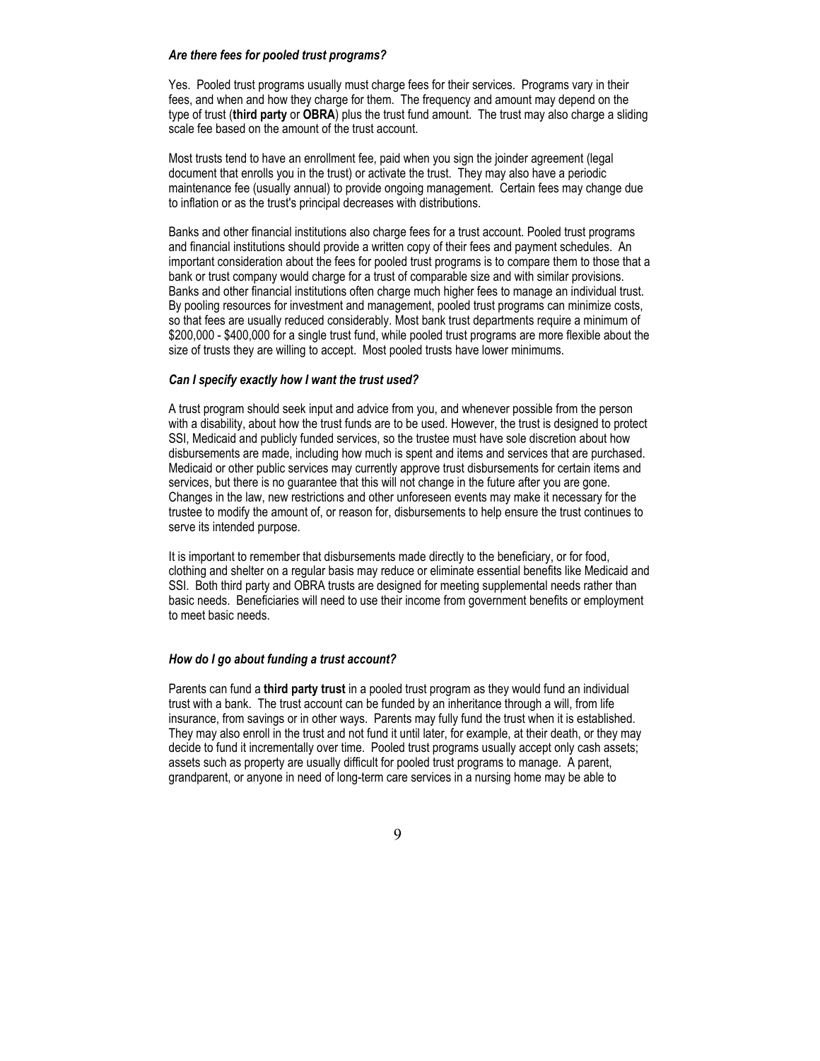### *Are there fees for pooled trust programs?*

Yes. Pooled trust programs usually must charge fees for their services. Programs vary in their fees, and when and how they charge for them. The frequency and amount may depend on the type of trust (**third party** or **OBRA**) plus the trust fund amount. The trust may also charge a sliding scale fee based on the amount of the trust account.

Most trusts tend to have an enrollment fee, paid when you sign the joinder agreement (legal document that enrolls you in the trust) or activate the trust. They may also have a periodic maintenance fee (usually annual) to provide ongoing management. Certain fees may change due to inflation or as the trust's principal decreases with distributions.

Banks and other financial institutions also charge fees for a trust account. Pooled trust programs and financial institutions should provide a written copy of their fees and payment schedules. An important consideration about the fees for pooled trust programs is to compare them to those that a bank or trust company would charge for a trust of comparable size and with similar provisions. Banks and other financial institutions often charge much higher fees to manage an individual trust. By pooling resources for investment and management, pooled trust programs can minimize costs, so that fees are usually reduced considerably. Most bank trust departments require a minimum of $200,000 - $400,000 for a single trust fund, while pooled trust programs are more flexible about the size of trusts they are willing to accept. Most pooled trusts have lower minimums.

### *Can I specify exactly how I want the trust used?*

A trust program should seek input and advice from you, and whenever possible from the person with a disability, about how the trust funds are to be used. However, the trust is designed to protect SSI, Medicaid and publicly funded services, so the trustee must have sole discretion about how disbursements are made, including how much is spent and items and services that are purchased. Medicaid or other public services may currently approve trust disbursements for certain items and services, but there is no guarantee that this will not change in the future after you are gone. Changes in the law, new restrictions and other unforeseen events may make it necessary for the trustee to modify the amount of, or reason for, disbursements to help ensure the trust continues to serve its intended purpose.

It is important to remember that disbursements made directly to the beneficiary, or for food, clothing and shelter on a regular basis may reduce or eliminate essential benefits like Medicaid and SSI. Both third party and OBRA trusts are designed for meeting supplemental needs rather than basic needs. Beneficiaries will need to use their income from government benefits or employment to meet basic needs.

### *How do I go about funding a trust account?*

Parents can fund a **third party trust** in a pooled trust program as they would fund an individual trust with a bank. The trust account can be funded by an inheritance through a will, from life insurance, from savings or in other ways. Parents may fully fund the trust when it is established. They may also enroll in the trust and not fund it until later, for example, at their death, or they may decide to fund it incrementally over time. Pooled trust programs usually accept only cash assets; assets such as property are usually difficult for pooled trust programs to manage. A parent, grandparent, or anyone in need of long-term care services in a nursing home may be able to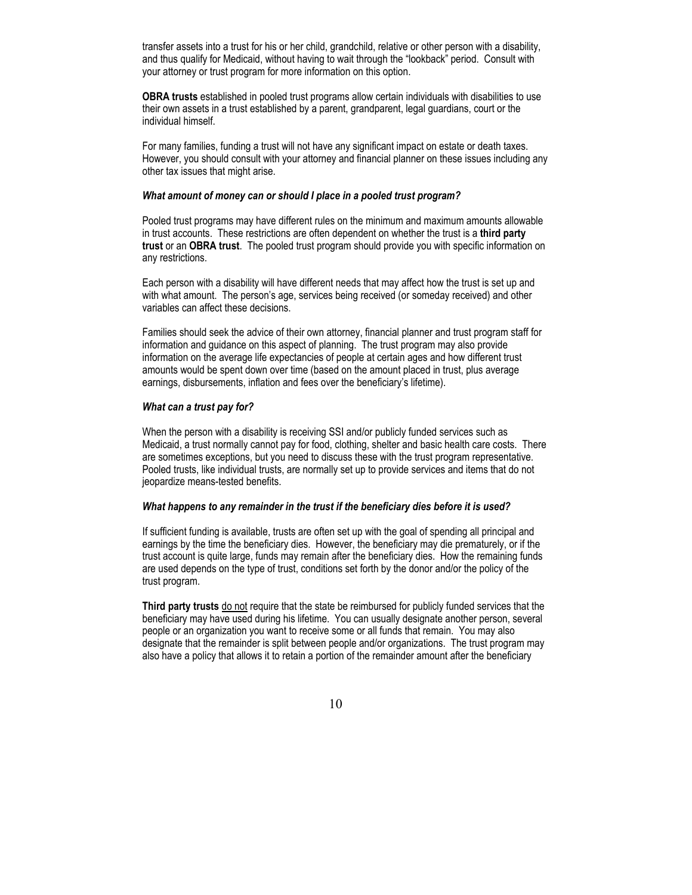transfer assets into a trust for his or her child, grandchild, relative or other person with a disability, and thus qualify for Medicaid, without having to wait through the “lookback” period. Consult with your attorney or trust program for more information on this option.

**OBRA trusts** established in pooled trust programs allow certain individuals with disabilities to use their own assets in a trust established by a parent, grandparent, legal guardians, court or the individual himself.

For many families, funding a trust will not have any significant impact on estate or death taxes. However, you should consult with your attorney and financial planner on these issues including any other tax issues that might arise.

***What amount of money can or should I place in a pooled trust program?***

Pooled trust programs may have different rules on the minimum and maximum amounts allowable in trust accounts. These restrictions are often dependent on whether the trust is a **third party trust** or an **OBRA trust**. The pooled trust program should provide you with specific information on any restrictions.

Each person with a disability will have different needs that may affect how the trust is set up and with what amount. The person’s age, services being received (or someday received) and other variables can affect these decisions.

Families should seek the advice of their own attorney, financial planner and trust program staff for information and guidance on this aspect of planning. The trust program may also provide information on the average life expectancies of people at certain ages and how different trust amounts would be spent down over time (based on the amount placed in trust, plus average earnings, disbursements, inflation and fees over the beneficiary’s lifetime).

***What can a trust pay for?***

When the person with a disability is receiving SSI and/or publicly funded services such as Medicaid, a trust normally cannot pay for food, clothing, shelter and basic health care costs. There are sometimes exceptions, but you need to discuss these with the trust program representative. Pooled trusts, like individual trusts, are normally set up to provide services and items that do not jeopardize means-tested benefits.

***What happens to any remainder in the trust if the beneficiary dies before it is used?***

If sufficient funding is available, trusts are often set up with the goal of spending all principal and earnings by the time the beneficiary dies. However, the beneficiary may die prematurely, or if the trust account is quite large, funds may remain after the beneficiary dies. How the remaining funds are used depends on the type of trust, conditions set forth by the donor and/or the policy of the trust program.

**Third party trusts** do not require that the state be reimbursed for publicly funded services that the beneficiary may have used during his lifetime. You can usually designate another person, several people or an organization you want to receive some or all funds that remain. You may also designate that the remainder is split between people and/or organizations. The trust program may also have a policy that allows it to retain a portion of the remainder amount after the beneficiary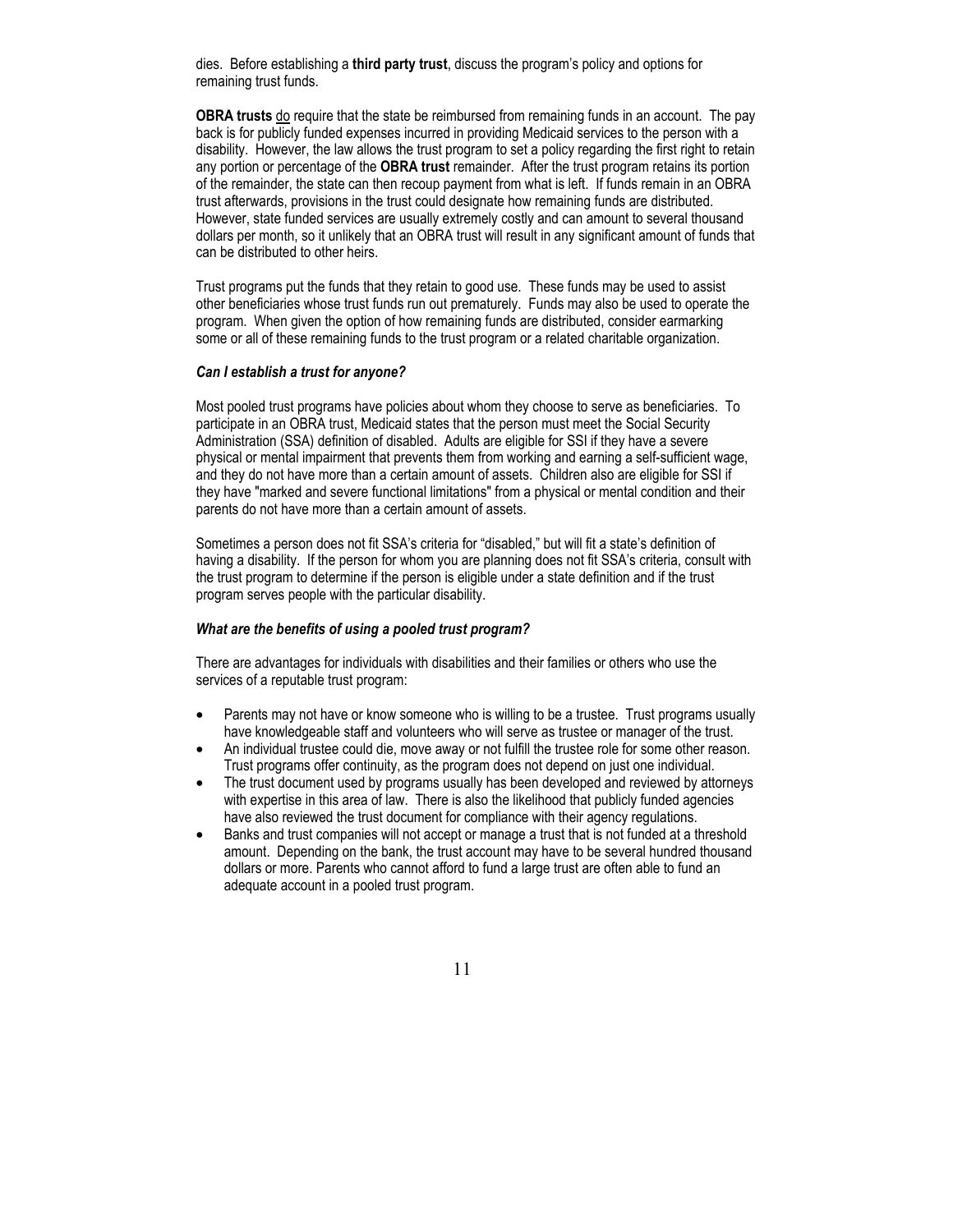dies. Before establishing a **third party trust**, discuss the program's policy and options for remaining trust funds.

**OBRA trusts** <u>do</u> require that the state be reimbursed from remaining funds in an account. The pay back is for publicly funded expenses incurred in providing Medicaid services to the person with a disability. However, the law allows the trust program to set a policy regarding the first right to retain any portion or percentage of the **OBRA trust** remainder. After the trust program retains its portion of the remainder, the state can then recoup payment from what is left. If funds remain in an OBRA trust afterwards, provisions in the trust could designate how remaining funds are distributed. However, state funded services are usually extremely costly and can amount to several thousand dollars per month, so it unlikely that an OBRA trust will result in any significant amount of funds that can be distributed to other heirs.

Trust programs put the funds that they retain to good use. These funds may be used to assist other beneficiaries whose trust funds run out prematurely. Funds may also be used to operate the program. When given the option of how remaining funds are distributed, consider earmarking some or all of these remaining funds to the trust program or a related charitable organization.

***Can I establish a trust for anyone?***

Most pooled trust programs have policies about whom they choose to serve as beneficiaries. To participate in an OBRA trust, Medicaid states that the person must meet the Social Security Administration (SSA) definition of disabled. Adults are eligible for SSI if they have a severe physical or mental impairment that prevents them from working and earning a self-sufficient wage, and they do not have more than a certain amount of assets. Children also are eligible for SSI if they have "marked and severe functional limitations" from a physical or mental condition and their parents do not have more than a certain amount of assets.

Sometimes a person does not fit SSA's criteria for "disabled," but will fit a state's definition of having a disability. If the person for whom you are planning does not fit SSA's criteria, consult with the trust program to determine if the person is eligible under a state definition and if the trust program serves people with the particular disability.

***What are the benefits of using a pooled trust program?***

There are advantages for individuals with disabilities and their families or others who use the services of a reputable trust program:

- Parents may not have or know someone who is willing to be a trustee. Trust programs usually have knowledgeable staff and volunteers who will serve as trustee or manager of the trust.
- An individual trustee could die, move away or not fulfill the trustee role for some other reason. Trust programs offer continuity, as the program does not depend on just one individual.
- The trust document used by programs usually has been developed and reviewed by attorneys with expertise in this area of law. There is also the likelihood that publicly funded agencies have also reviewed the trust document for compliance with their agency regulations.
- Banks and trust companies will not accept or manage a trust that is not funded at a threshold amount. Depending on the bank, the trust account may have to be several hundred thousand dollars or more. Parents who cannot afford to fund a large trust are often able to fund an adequate account in a pooled trust program.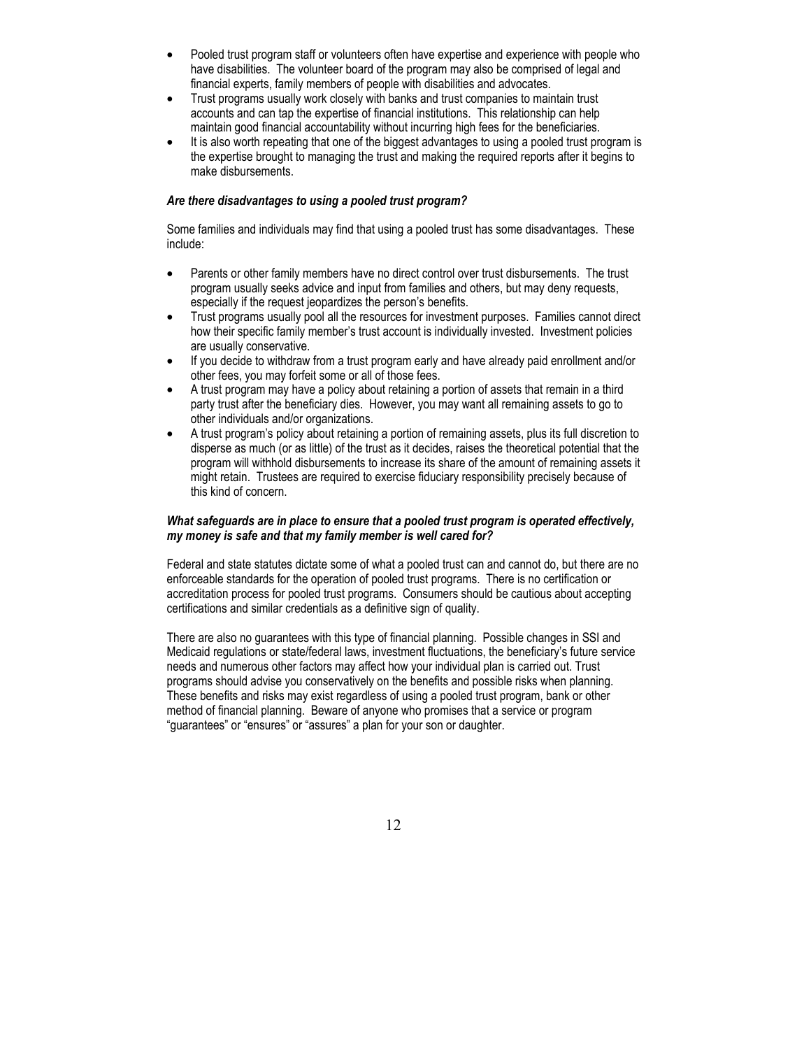- Pooled trust program staff or volunteers often have expertise and experience with people who have disabilities. The volunteer board of the program may also be comprised of legal and financial experts, family members of people with disabilities and advocates.
- Trust programs usually work closely with banks and trust companies to maintain trust accounts and can tap the expertise of financial institutions. This relationship can help maintain good financial accountability without incurring high fees for the beneficiaries.
- It is also worth repeating that one of the biggest advantages to using a pooled trust program is the expertise brought to managing the trust and making the required reports after it begins to make disbursements.

***Are there disadvantages to using a pooled trust program?***

Some families and individuals may find that using a pooled trust has some disadvantages. These include:

- Parents or other family members have no direct control over trust disbursements. The trust program usually seeks advice and input from families and others, but may deny requests, especially if the request jeopardizes the person's benefits.
- Trust programs usually pool all the resources for investment purposes. Families cannot direct how their specific family member's trust account is individually invested. Investment policies are usually conservative.
- If you decide to withdraw from a trust program early and have already paid enrollment and/or other fees, you may forfeit some or all of those fees.
- A trust program may have a policy about retaining a portion of assets that remain in a third party trust after the beneficiary dies. However, you may want all remaining assets to go to other individuals and/or organizations.
- A trust program's policy about retaining a portion of remaining assets, plus its full discretion to disperse as much (or as little) of the trust as it decides, raises the theoretical potential that the program will withhold disbursements to increase its share of the amount of remaining assets it might retain. Trustees are required to exercise fiduciary responsibility precisely because of this kind of concern.

***What safeguards are in place to ensure that a pooled trust program is operated effectively, my money is safe and that my family member is well cared for?***

Federal and state statutes dictate some of what a pooled trust can and cannot do, but there are no enforceable standards for the operation of pooled trust programs. There is no certification or accreditation process for pooled trust programs. Consumers should be cautious about accepting certifications and similar credentials as a definitive sign of quality.

There are also no guarantees with this type of financial planning. Possible changes in SSI and Medicaid regulations or state/federal laws, investment fluctuations, the beneficiary's future service needs and numerous other factors may affect how your individual plan is carried out. Trust programs should advise you conservatively on the benefits and possible risks when planning. These benefits and risks may exist regardless of using a pooled trust program, bank or other method of financial planning. Beware of anyone who promises that a service or program "guarantees" or "ensures" or "assures" a plan for your son or daughter.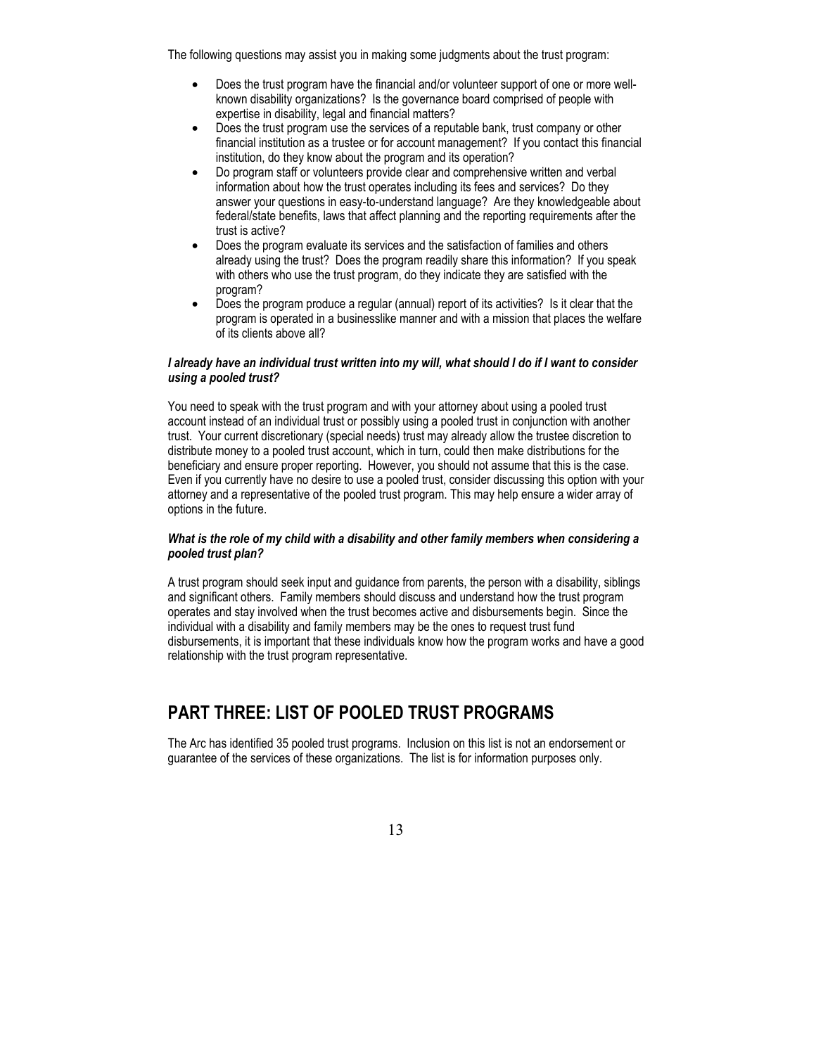The following questions may assist you in making some judgments about the trust program:

- Does the trust program have the financial and/or volunteer support of one or more well-known disability organizations? Is the governance board comprised of people with expertise in disability, legal and financial matters?
- Does the trust program use the services of a reputable bank, trust company or other financial institution as a trustee or for account management? If you contact this financial institution, do they know about the program and its operation?
- Do program staff or volunteers provide clear and comprehensive written and verbal information about how the trust operates including its fees and services? Do they answer your questions in easy-to-understand language? Are they knowledgeable about federal/state benefits, laws that affect planning and the reporting requirements after the trust is active?
- Does the program evaluate its services and the satisfaction of families and others already using the trust? Does the program readily share this information? If you speak with others who use the trust program, do they indicate they are satisfied with the program?
- Does the program produce a regular (annual) report of its activities? Is it clear that the program is operated in a businesslike manner and with a mission that places the welfare of its clients above all?

***I already have an individual trust written into my will, what should I do if I want to consider using a pooled trust?***

You need to speak with the trust program and with your attorney about using a pooled trust account instead of an individual trust or possibly using a pooled trust in conjunction with another trust. Your current discretionary (special needs) trust may already allow the trustee discretion to distribute money to a pooled trust account, which in turn, could then make distributions for the beneficiary and ensure proper reporting. However, you should not assume that this is the case. Even if you currently have no desire to use a pooled trust, consider discussing this option with your attorney and a representative of the pooled trust program. This may help ensure a wider array of options in the future.

***What is the role of my child with a disability and other family members when considering a pooled trust plan?***

A trust program should seek input and guidance from parents, the person with a disability, siblings and significant others. Family members should discuss and understand how the trust program operates and stay involved when the trust becomes active and disbursements begin. Since the individual with a disability and family members may be the ones to request trust fund disbursements, it is important that these individuals know how the program works and have a good relationship with the trust program representative.

## PART THREE: LIST OF POOLED TRUST PROGRAMS

The Arc has identified 35 pooled trust programs. Inclusion on this list is not an endorsement or guarantee of the services of these organizations. The list is for information purposes only.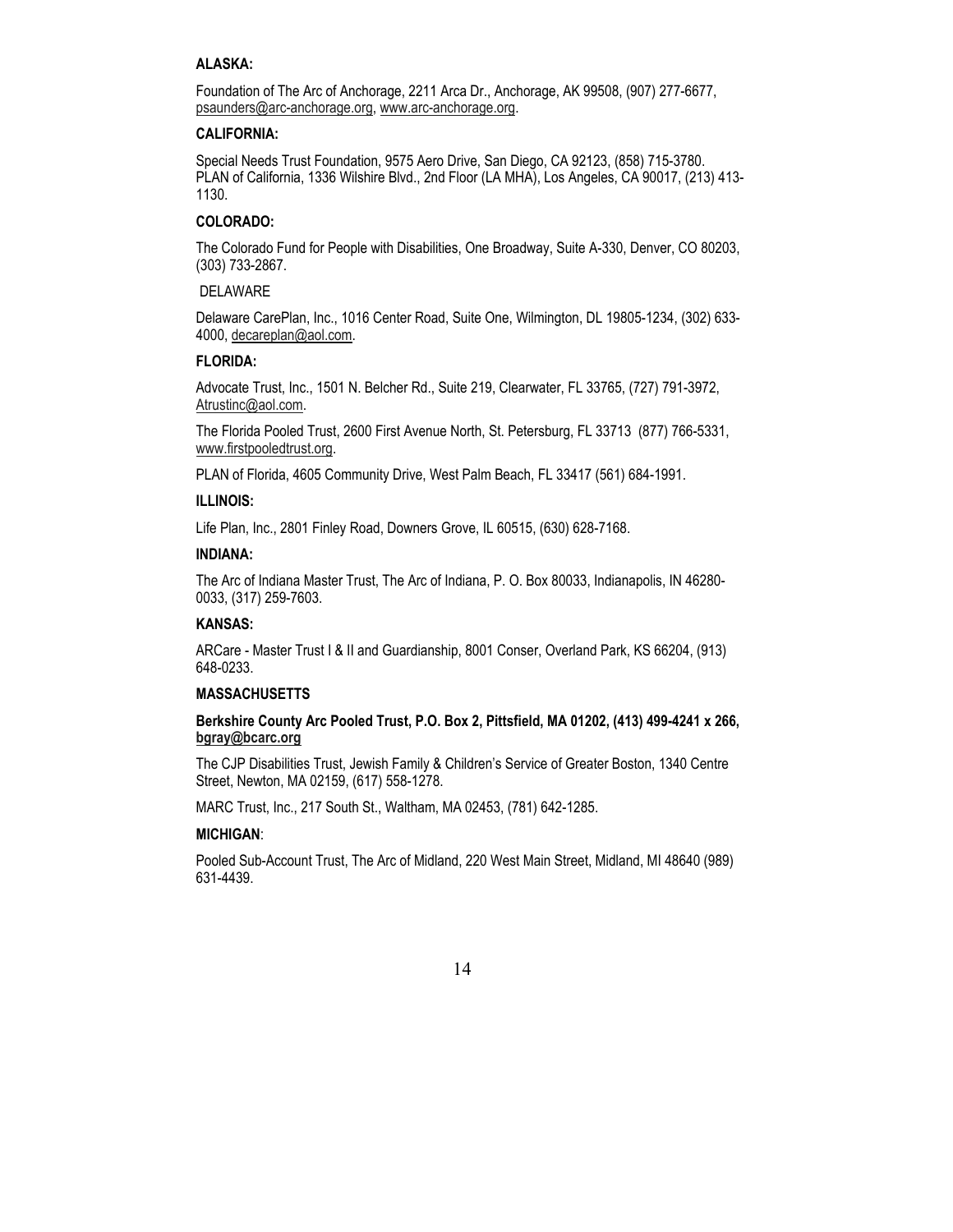**ALASKA:**

Foundation of The Arc of Anchorage, 2211 Arca Dr., Anchorage, AK 99508, (907) 277-6677, psaunders@arc-anchorage.org, www.arc-anchorage.org.

**CALIFORNIA:**

Special Needs Trust Foundation, 9575 Aero Drive, San Diego, CA 92123, (858) 715-3780.
PLAN of California, 1336 Wilshire Blvd., 2nd Floor (LA MHA), Los Angeles, CA 90017, (213) 413-1130.

**COLORADO:**

The Colorado Fund for People with Disabilities, One Broadway, Suite A-330, Denver, CO 80203, (303) 733-2867.

DELAWARE

Delaware CarePlan, Inc., 1016 Center Road, Suite One, Wilmington, DL 19805-1234, (302) 633-4000, decareplan@aol.com.

**FLORIDA:**

Advocate Trust, Inc., 1501 N. Belcher Rd., Suite 219, Clearwater, FL 33765, (727) 791-3972, Atrustinc@aol.com.

The Florida Pooled Trust, 2600 First Avenue North, St. Petersburg, FL 33713 (877) 766-5331, www.firstpooledtrust.org.

PLAN of Florida, 4605 Community Drive, West Palm Beach, FL 33417 (561) 684-1991.

**ILLINOIS:**

Life Plan, Inc., 2801 Finley Road, Downers Grove, IL 60515, (630) 628-7168.

**INDIANA:**

The Arc of Indiana Master Trust, The Arc of Indiana, P. O. Box 80033, Indianapolis, IN 46280-0033, (317) 259-7603.

**KANSAS:**

ARCare - Master Trust I & II and Guardianship, 8001 Conser, Overland Park, KS 66204, (913) 648-0233.

**MASSACHUSETTS**

**Berkshire County Arc Pooled Trust, P.O. Box 2, Pittsfield, MA 01202, (413) 499-4241 x 266, bgray@bcarc.org**

The CJP Disabilities Trust, Jewish Family & Children's Service of Greater Boston, 1340 Centre Street, Newton, MA 02159, (617) 558-1278.

MARC Trust, Inc., 217 South St., Waltham, MA 02453, (781) 642-1285.

**MICHIGAN**:

Pooled Sub-Account Trust, The Arc of Midland, 220 West Main Street, Midland, MI 48640 (989) 631-4439.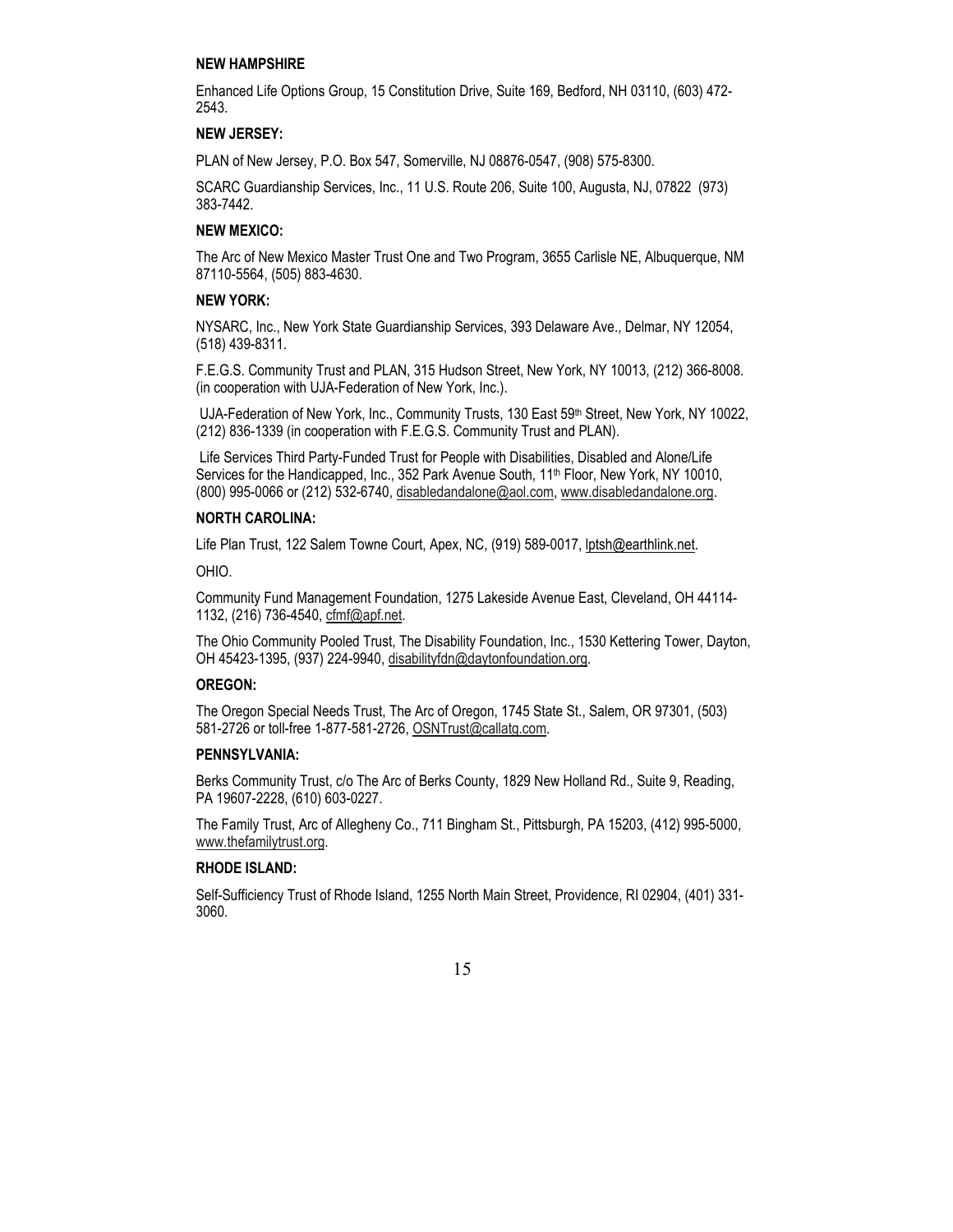**NEW HAMPSHIRE**

Enhanced Life Options Group, 15 Constitution Drive, Suite 169, Bedford, NH 03110, (603) 472-2543.

**NEW JERSEY:**

PLAN of New Jersey, P.O. Box 547, Somerville, NJ 08876-0547, (908) 575-8300.

SCARC Guardianship Services, Inc., 11 U.S. Route 206, Suite 100, Augusta, NJ, 07822 (973) 383-7442.

**NEW MEXICO:**

The Arc of New Mexico Master Trust One and Two Program, 3655 Carlisle NE, Albuquerque, NM 87110-5564, (505) 883-4630.

**NEW YORK:**

NYSARC, Inc., New York State Guardianship Services, 393 Delaware Ave., Delmar, NY 12054, (518) 439-8311.

F.E.G.S. Community Trust and PLAN, 315 Hudson Street, New York, NY 10013, (212) 366-8008. (in cooperation with UJA-Federation of New York, Inc.).

UJA-Federation of New York, Inc., Community Trusts, 130 East 59th Street, New York, NY 10022, (212) 836-1339 (in cooperation with F.E.G.S. Community Trust and PLAN).

Life Services Third Party-Funded Trust for People with Disabilities, Disabled and Alone/Life Services for the Handicapped, Inc., 352 Park Avenue South, 11th Floor, New York, NY 10010, (800) 995-0066 or (212) 532-6740, disabledandalone@aol.com, www.disabledandalone.org.

**NORTH CAROLINA:**

Life Plan Trust, 122 Salem Towne Court, Apex, NC, (919) 589-0017, lptsh@earthlink.net.

OHIO.

Community Fund Management Foundation, 1275 Lakeside Avenue East, Cleveland, OH 44114-1132, (216) 736-4540, cfmf@apf.net.

The Ohio Community Pooled Trust, The Disability Foundation, Inc., 1530 Kettering Tower, Dayton, OH 45423-1395, (937) 224-9940, disabilityfdn@daytonfoundation.org.

**OREGON:**

The Oregon Special Needs Trust, The Arc of Oregon, 1745 State St., Salem, OR 97301, (503) 581-2726 or toll-free 1-877-581-2726, OSNTrust@callatg.com.

**PENNSYLVANIA:**

Berks Community Trust, c/o The Arc of Berks County, 1829 New Holland Rd., Suite 9, Reading, PA 19607-2228, (610) 603-0227.

The Family Trust, Arc of Allegheny Co., 711 Bingham St., Pittsburgh, PA 15203, (412) 995-5000, www.thefamilytrust.org.

**RHODE ISLAND:**

Self-Sufficiency Trust of Rhode Island, 1255 North Main Street, Providence, RI 02904, (401) 331-3060.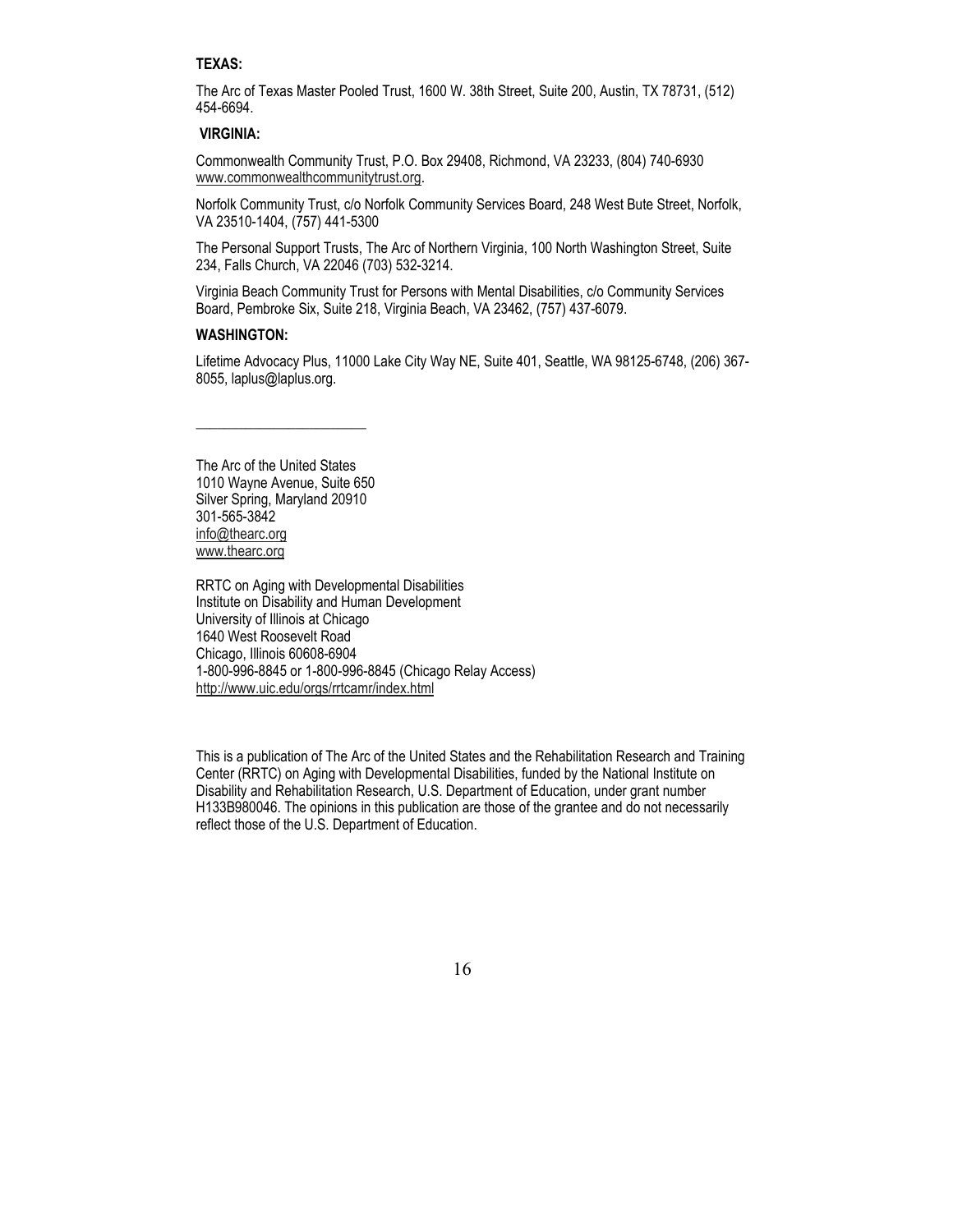**TEXAS:**

The Arc of Texas Master Pooled Trust, 1600 W. 38th Street, Suite 200, Austin, TX 78731, (512) 454-6694.

**VIRGINIA:**

Commonwealth Community Trust, P.O. Box 29408, Richmond, VA 23233, (804) 740-6930 www.commonwealthcommunitytrust.org.

Norfolk Community Trust, c/o Norfolk Community Services Board, 248 West Bute Street, Norfolk, VA 23510-1404, (757) 441-5300

The Personal Support Trusts, The Arc of Northern Virginia, 100 North Washington Street, Suite 234, Falls Church, VA 22046 (703) 532-3214.

Virginia Beach Community Trust for Persons with Mental Disabilities, c/o Community Services Board, Pembroke Six, Suite 218, Virginia Beach, VA 23462, (757) 437-6079.

**WASHINGTON:**

Lifetime Advocacy Plus, 11000 Lake City Way NE, Suite 401, Seattle, WA 98125-6748, (206) 367-8055, laplus@laplus.org.

---

The Arc of the United States
1010 Wayne Avenue, Suite 650
Silver Spring, Maryland 20910
301-565-3842
info@thearc.org
www.thearc.org

RRTC on Aging with Developmental Disabilities
Institute on Disability and Human Development
University of Illinois at Chicago
1640 West Roosevelt Road
Chicago, Illinois 60608-6904
1-800-996-8845 or 1-800-996-8845 (Chicago Relay Access)
http://www.uic.edu/orgs/rrtcamr/index.html

This is a publication of The Arc of the United States and the Rehabilitation Research and Training Center (RRTC) on Aging with Developmental Disabilities, funded by the National Institute on Disability and Rehabilitation Research, U.S. Department of Education, under grant number H133B980046. The opinions in this publication are those of the grantee and do not necessarily reflect those of the U.S. Department of Education.